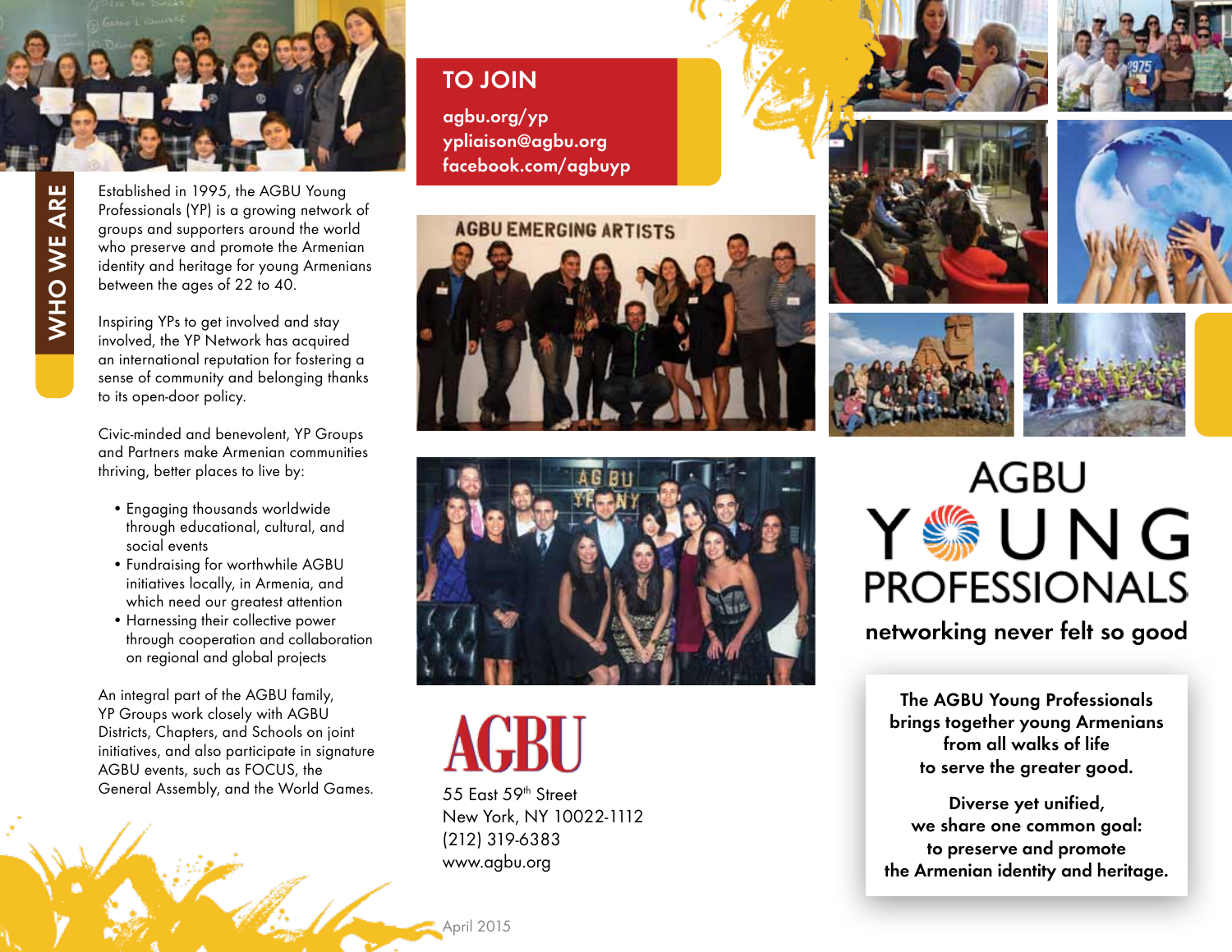## WHO WE ARE

Established in 1995, the AGBU Young Professionals (YP) is a growing network of groups and supporters around the world who preserve and promote the Armenian identity and heritage for young Armenians between the ages of 22 to 40.

Inspiring YPs to get involved and stay involved, the YP Network has acquired an international reputation for fostering a sense of community and belonging thanks to its open-door policy.

Civic-minded and benevolent, YP Groups and Partners make Armenian communities thriving, better places to live by:

- Engaging thousands worldwide through educational, cultural, and social events
- Fundraising for worthwhile AGBU initiatives locally, in Armenia, and which need our greatest attention
- Harnessing their collective power through cooperation and collaboration on regional and global projects

An integral part of the AGBU family, YP Groups work closely with AGBU Districts, Chapters, and Schools on joint initiatives, and also participate in signature AGBU events, such as FOCUS, the General Assembly, and the World Games.

## TO JOIN

agbu.org/yp
ypliaison@agbu.org
facebook.com/agbuyp

AGBU EMERGING ARTISTS

AGBU

55 East 59th Street
New York, NY 10022-1112
(212) 319-6383
www.agbu.org

April 2015

# AGBU YOUNG PROFESSIONALS

**networking never felt so good**

**The AGBU Young Professionals brings together young Armenians from all walks of life to serve the greater good.**

**Diverse yet unified, we share one common goal: to preserve and promote the Armenian identity and heritage.**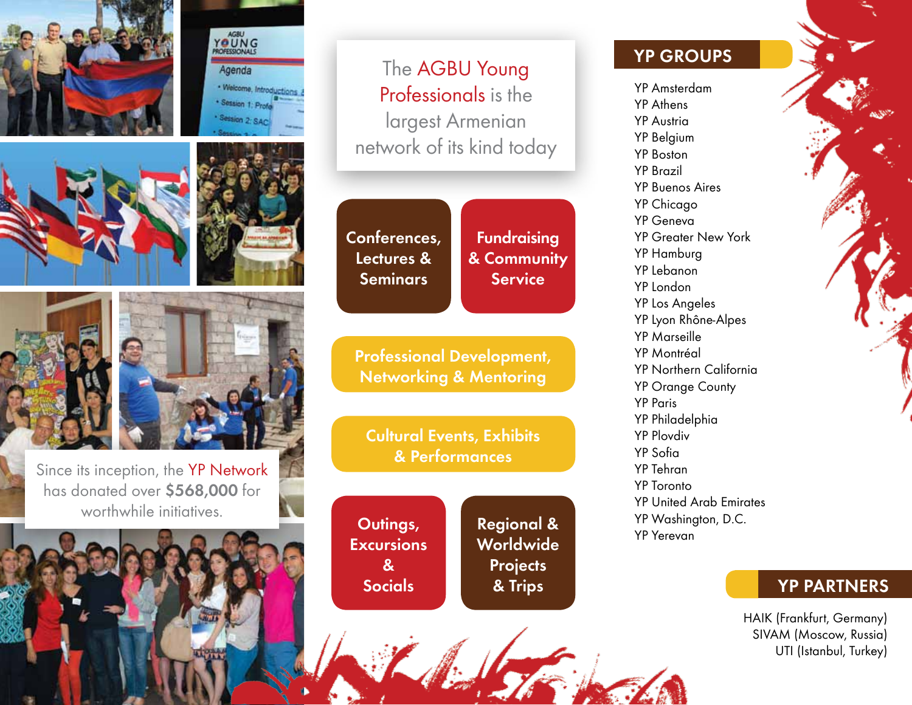Since its inception, the YP Network has donated over **$568,000** for worthwhile initiatives.

The AGBU Young Professionals is the largest Armenian network of its kind today

**Conferences, Lectures & Seminars**

**Fundraising & Community Service**

**Professional Development, Networking & Mentoring**

**Cultural Events, Exhibits & Performances**

**Outings, Excursions & Socials**

**Regional & Worldwide Projects & Trips**

## YP GROUPS

YP Amsterdam
YP Athens
YP Austria
YP Belgium
YP Boston
YP Brazil
YP Buenos Aires
YP Chicago
YP Geneva
YP Greater New York
YP Hamburg
YP Lebanon
YP London
YP Los Angeles
YP Lyon Rhône-Alpes
YP Marseille
YP Montréal
YP Northern California
YP Orange County
YP Paris
YP Philadelphia
YP Plovdiv
YP Sofia
YP Tehran
YP Toronto
YP United Arab Emirates
YP Washington, D.C.
YP Yerevan

## YP PARTNERS

HAIK (Frankfurt, Germany)
SIVAM (Moscow, Russia)
UTI (Istanbul, Turkey)